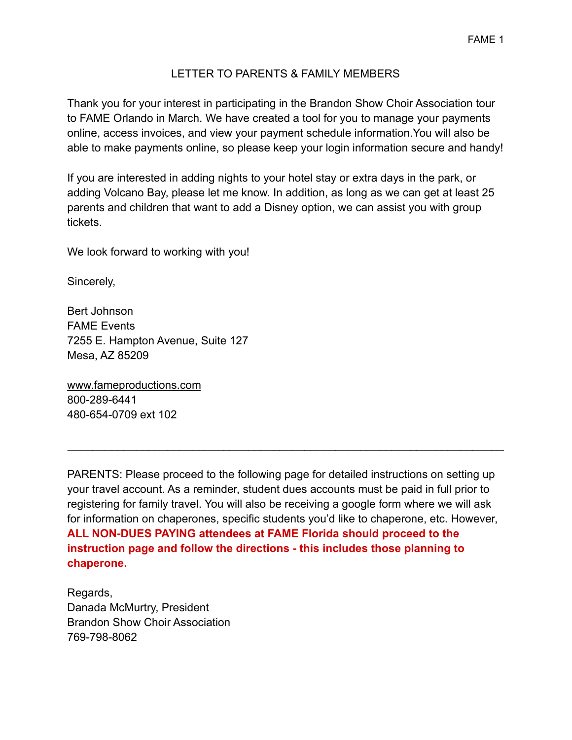## LETTER TO PARENTS & FAMILY MEMBERS

Thank you for your interest in participating in the Brandon Show Choir Association tour to FAME Orlando in March. We have created a tool for you to manage your payments online, access invoices, and view your payment schedule information.You will also be able to make payments online, so please keep your login information secure and handy!

If you are interested in adding nights to your hotel stay or extra days in the park, or adding Volcano Bay, please let me know. In addition, as long as we can get at least 25 parents and children that want to add a Disney option, we can assist you with group tickets.

We look forward to working with you!

Sincerely,

Bert Johnson
FAME Events
7255 E. Hampton Avenue, Suite 127
Mesa, AZ 85209

www.fameproductions.com
800-289-6441
480-654-0709 ext 102

---

PARENTS: Please proceed to the following page for detailed instructions on setting up your travel account. As a reminder, student dues accounts must be paid in full prior to registering for family travel. You will also be receiving a google form where we will ask for information on chaperones, specific students you'd like to chaperone, etc. However, **ALL NON-DUES PAYING attendees at FAME Florida should proceed to the instruction page and follow the directions - this includes those planning to chaperone.**

Regards,
Danada McMurtry, President
Brandon Show Choir Association
769-798-8062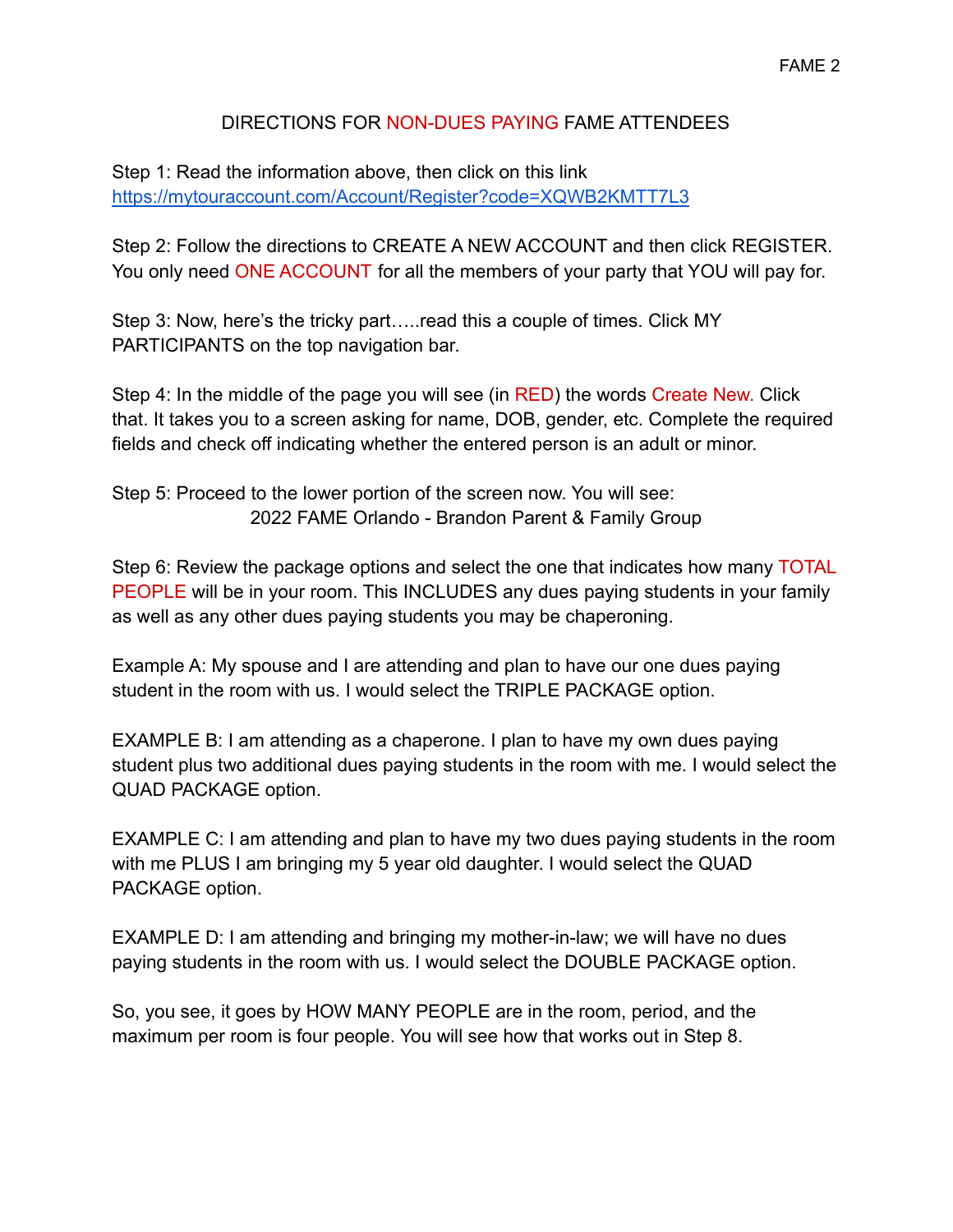## DIRECTIONS FOR NON-DUES PAYING FAME ATTENDEES

Step 1: Read the information above, then click on this link [https://mytouraccount.com/Account/Register?code=XQWB2KMTT7L3](https://mytouraccount.com/Account/Register?code=XQWB2KMTT7L3)

Step 2: Follow the directions to CREATE A NEW ACCOUNT and then click REGISTER. You only need ONE ACCOUNT for all the members of your party that YOU will pay for.

Step 3: Now, here's the tricky part…..read this a couple of times. Click MY PARTICIPANTS on the top navigation bar.

Step 4: In the middle of the page you will see (in RED) the words Create New. Click that. It takes you to a screen asking for name, DOB, gender, etc. Complete the required fields and check off indicating whether the entered person is an adult or minor.

Step 5: Proceed to the lower portion of the screen now. You will see:

2022 FAME Orlando - Brandon Parent & Family Group

Step 6: Review the package options and select the one that indicates how many TOTAL PEOPLE will be in your room. This INCLUDES any dues paying students in your family as well as any other dues paying students you may be chaperoning.

Example A: My spouse and I are attending and plan to have our one dues paying student in the room with us. I would select the TRIPLE PACKAGE option.

EXAMPLE B: I am attending as a chaperone. I plan to have my own dues paying student plus two additional dues paying students in the room with me. I would select the QUAD PACKAGE option.

EXAMPLE C: I am attending and plan to have my two dues paying students in the room with me PLUS I am bringing my 5 year old daughter. I would select the QUAD PACKAGE option.

EXAMPLE D: I am attending and bringing my mother-in-law; we will have no dues paying students in the room with us. I would select the DOUBLE PACKAGE option.

So, you see, it goes by HOW MANY PEOPLE are in the room, period, and the maximum per room is four people. You will see how that works out in Step 8.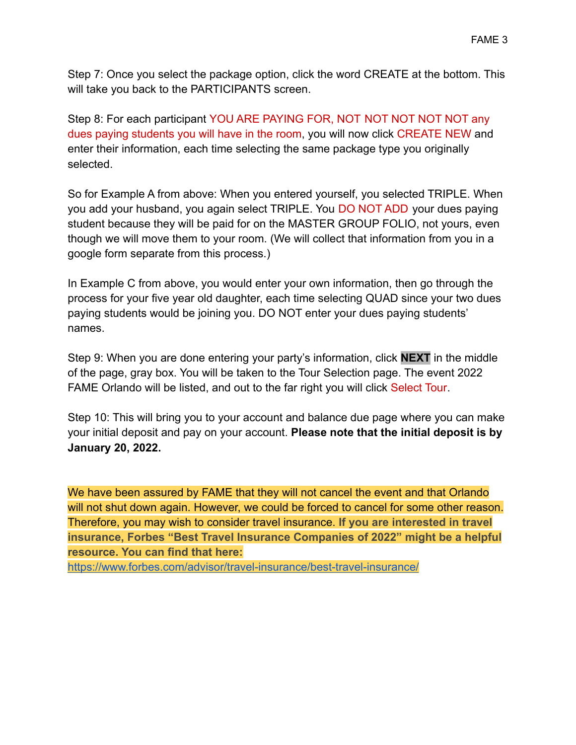Step 7: Once you select the package option, click the word CREATE at the bottom. This will take you back to the PARTICIPANTS screen.

Step 8: For each participant YOU ARE PAYING FOR, NOT NOT NOT NOT NOT any dues paying students you will have in the room, you will now click CREATE NEW and enter their information, each time selecting the same package type you originally selected.

So for Example A from above: When you entered yourself, you selected TRIPLE. When you add your husband, you again select TRIPLE. You DO NOT ADD your dues paying student because they will be paid for on the MASTER GROUP FOLIO, not yours, even though we will move them to your room. (We will collect that information from you in a google form separate from this process.)

In Example C from above, you would enter your own information, then go through the process for your five year old daughter, each time selecting QUAD since your two dues paying students would be joining you. DO NOT enter your dues paying students' names.

Step 9: When you are done entering your party's information, click **NEXT** in the middle of the page, gray box. You will be taken to the Tour Selection page. The event 2022 FAME Orlando will be listed, and out to the far right you will click Select Tour.

Step 10: This will bring you to your account and balance due page where you can make your initial deposit and pay on your account. **Please note that the initial deposit is by January 20, 2022.**

We have been assured by FAME that they will not cancel the event and that Orlando will not shut down again. However, we could be forced to cancel for some other reason. Therefore, you may wish to consider travel insurance. **If you are interested in travel insurance, Forbes "Best Travel Insurance Companies of 2022" might be a helpful resource. You can find that here:**
https://www.forbes.com/advisor/travel-insurance/best-travel-insurance/